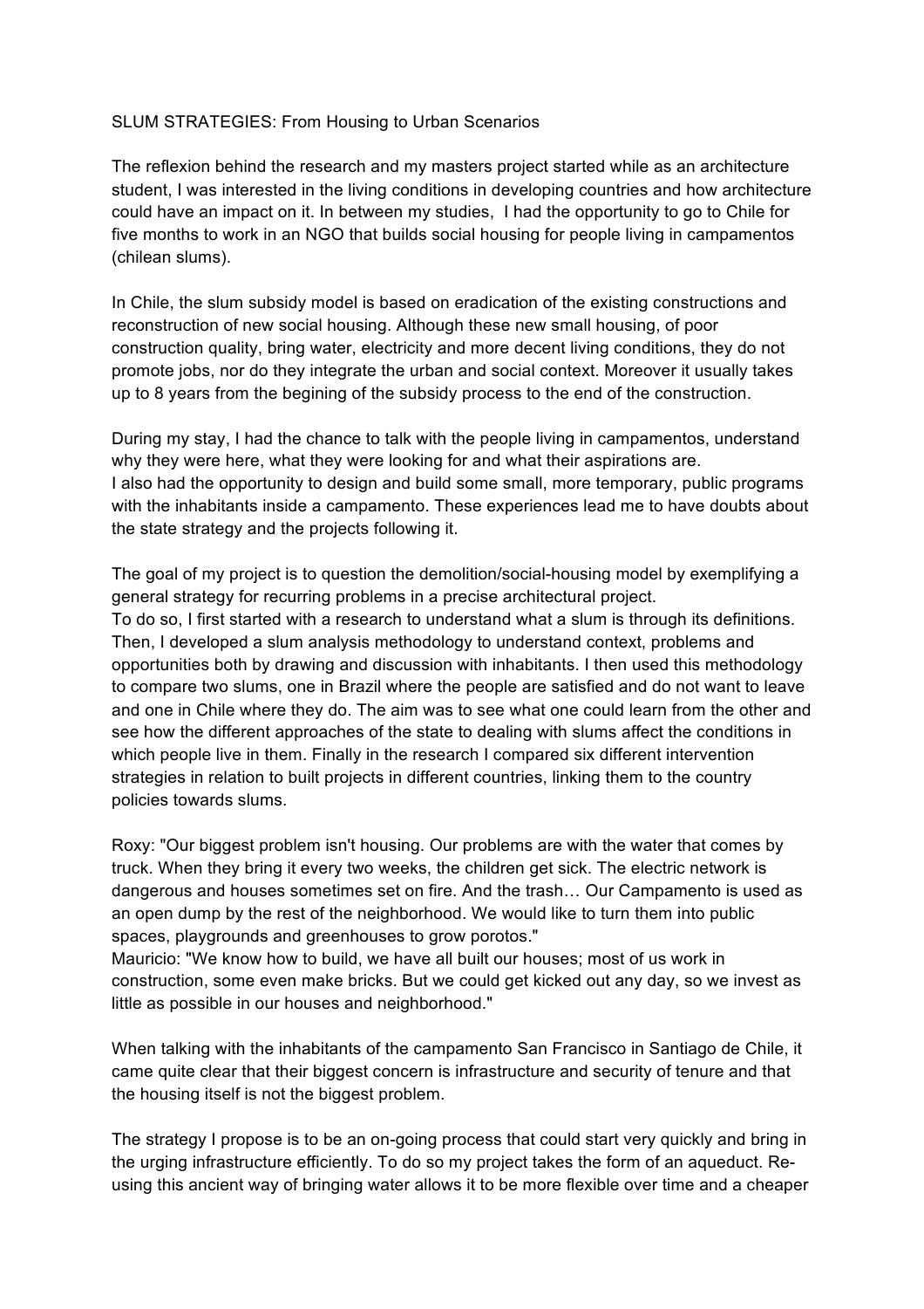# SLUM STRATEGIES: From Housing to Urban Scenarios

The reflexion behind the research and my masters project started while as an architecture student, I was interested in the living conditions in developing countries and how architecture could have an impact on it. In between my studies, I had the opportunity to go to Chile for five months to work in an NGO that builds social housing for people living in campamentos (chilean slums).

In Chile, the slum subsidy model is based on eradication of the existing constructions and reconstruction of new social housing. Although these new small housing, of poor construction quality, bring water, electricity and more decent living conditions, they do not promote jobs, nor do they integrate the urban and social context. Moreover it usually takes up to 8 years from the begining of the subsidy process to the end of the construction.

During my stay, I had the chance to talk with the people living in campamentos, understand why they were here, what they were looking for and what their aspirations are.
I also had the opportunity to design and build some small, more temporary, public programs with the inhabitants inside a campamento. These experiences lead me to have doubts about the state strategy and the projects following it.

The goal of my project is to question the demolition/social-housing model by exemplifying a general strategy for recurring problems in a precise architectural project.
To do so, I first started with a research to understand what a slum is through its definitions. Then, I developed a slum analysis methodology to understand context, problems and opportunities both by drawing and discussion with inhabitants. I then used this methodology to compare two slums, one in Brazil where the people are satisfied and do not want to leave and one in Chile where they do. The aim was to see what one could learn from the other and see how the different approaches of the state to dealing with slums affect the conditions in which people live in them. Finally in the research I compared six different intervention strategies in relation to built projects in different countries, linking them to the country policies towards slums.

Roxy: "Our biggest problem isn't housing. Our problems are with the water that comes by truck. When they bring it every two weeks, the children get sick. The electric network is dangerous and houses sometimes set on fire. And the trash… Our Campamento is used as an open dump by the rest of the neighborhood. We would like to turn them into public spaces, playgrounds and greenhouses to grow porotos."
Mauricio: "We know how to build, we have all built our houses; most of us work in construction, some even make bricks. But we could get kicked out any day, so we invest as little as possible in our houses and neighborhood."

When talking with the inhabitants of the campamento San Francisco in Santiago de Chile, it came quite clear that their biggest concern is infrastructure and security of tenure and that the housing itself is not the biggest problem.

The strategy I propose is to be an on-going process that could start very quickly and bring in the urging infrastructure efficiently. To do so my project takes the form of an aqueduct. Re-using this ancient way of bringing water allows it to be more flexible over time and a cheaper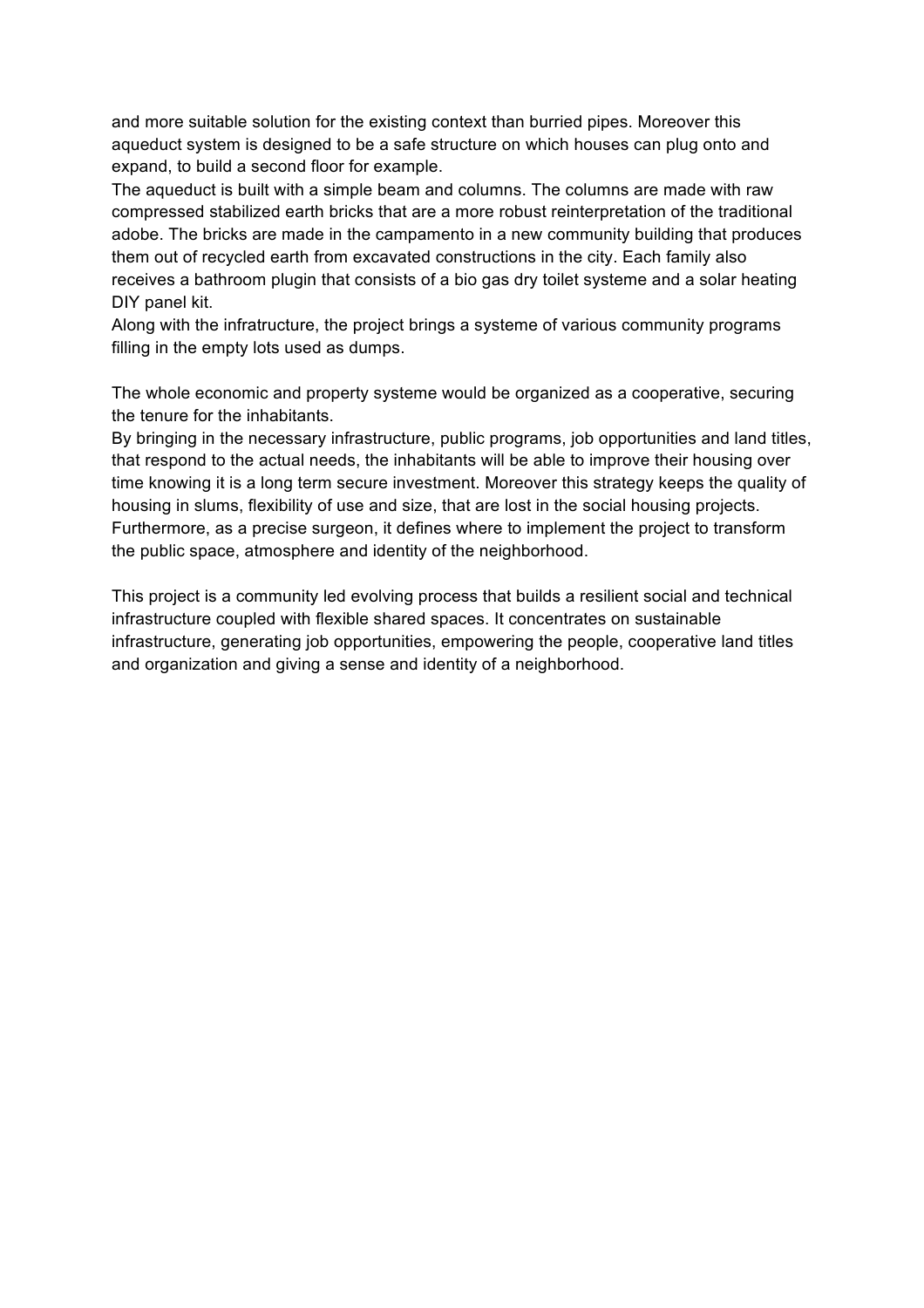and more suitable solution for the existing context than burried pipes. Moreover this aqueduct system is designed to be a safe structure on which houses can plug onto and expand, to build a second floor for example.
The aqueduct is built with a simple beam and columns. The columns are made with raw compressed stabilized earth bricks that are a more robust reinterpretation of the traditional adobe. The bricks are made in the campamento in a new community building that produces them out of recycled earth from excavated constructions in the city. Each family also receives a bathroom plugin that consists of a bio gas dry toilet systeme and a solar heating DIY panel kit.
Along with the infratructure, the project brings a systeme of various community programs filling in the empty lots used as dumps.

The whole economic and property systeme would be organized as a cooperative, securing the tenure for the inhabitants.
By bringing in the necessary infrastructure, public programs, job opportunities and land titles, that respond to the actual needs, the inhabitants will be able to improve their housing over time knowing it is a long term secure investment. Moreover this strategy keeps the quality of housing in slums, flexibility of use and size, that are lost in the social housing projects.
Furthermore, as a precise surgeon, it defines where to implement the project to transform the public space, atmosphere and identity of the neighborhood.

This project is a community led evolving process that builds a resilient social and technical infrastructure coupled with flexible shared spaces. It concentrates on sustainable infrastructure, generating job opportunities, empowering the people, cooperative land titles and organization and giving a sense and identity of a neighborhood.